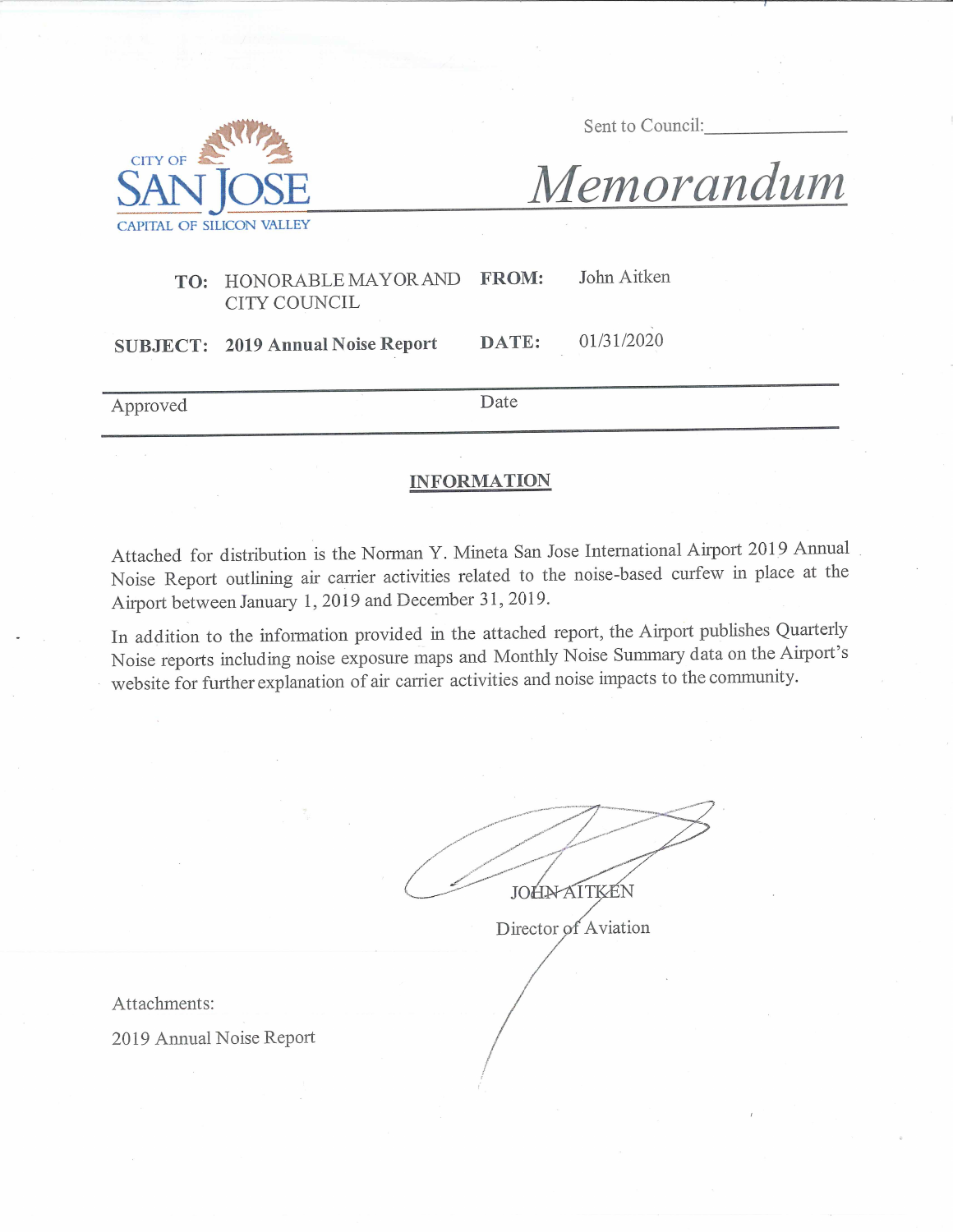CITY OF
SAN JOSE
CAPITAL OF SILICON VALLEY

Sent to Council: ______________

# *Memorandum*

| | | | |
|---|---|---|---|
| **TO:** | HONORABLE MAYOR AND CITY COUNCIL | **FROM:** | John Aitken |
| **SUBJECT:** | **2019 Annual Noise Report** | **DATE:** | 01/31/2020 |

Approved Date

## INFORMATION

Attached for distribution is the Norman Y. Mineta San Jose International Airport 2019 Annual Noise Report outlining air carrier activities related to the noise-based curfew in place at the Airport between January 1, 2019 and December 31, 2019.

In addition to the information provided in the attached report, the Airport publishes Quarterly Noise reports including noise exposure maps and Monthly Noise Summary data on the Airport's website for further explanation of air carrier activities and noise impacts to the community.

JOHN AITKEN
Director of Aviation

Attachments:

2019 Annual Noise Report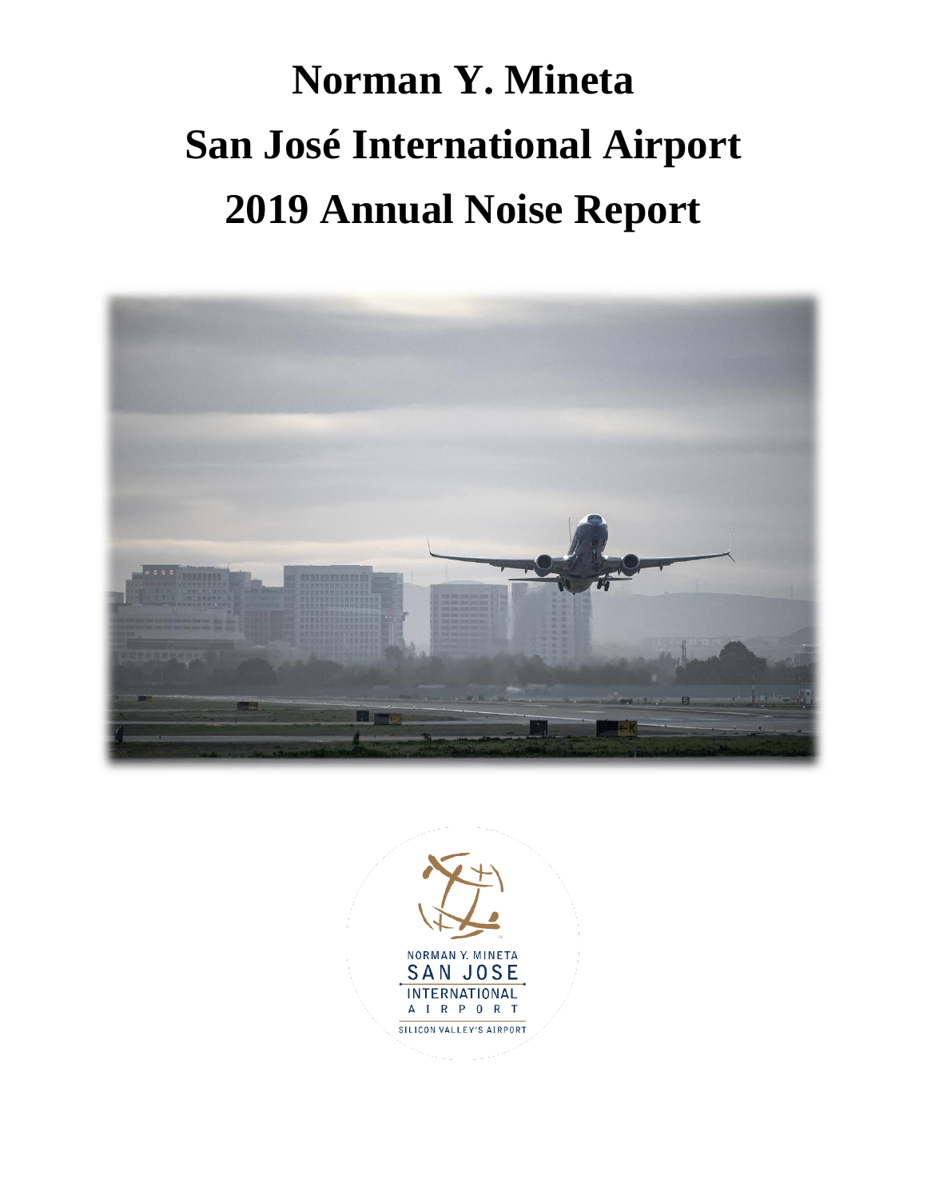# Norman Y. Mineta

# San José International Airport

# 2019 Annual Noise Report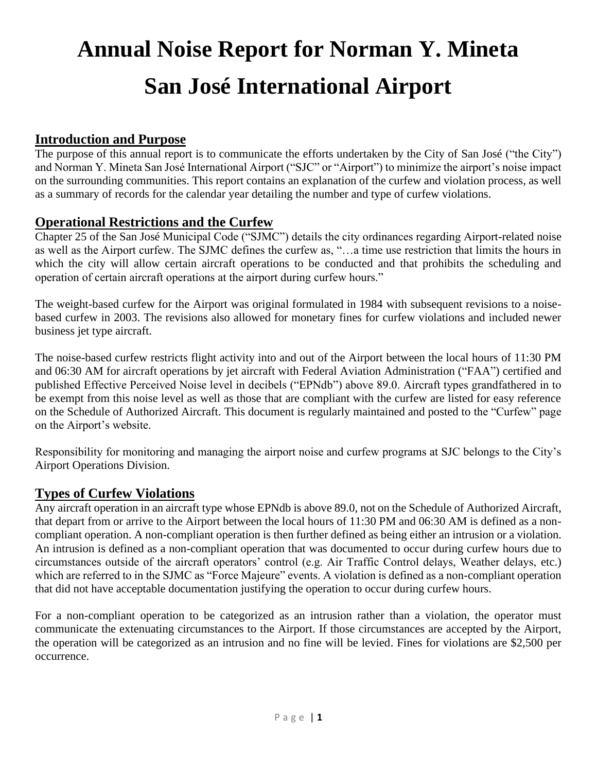# Annual Noise Report for Norman Y. Mineta San José International Airport

## Introduction and Purpose

The purpose of this annual report is to communicate the efforts undertaken by the City of San José ("the City") and Norman Y. Mineta San José International Airport ("SJC" or "Airport") to minimize the airport's noise impact on the surrounding communities. This report contains an explanation of the curfew and violation process, as well as a summary of records for the calendar year detailing the number and type of curfew violations.

## Operational Restrictions and the Curfew

Chapter 25 of the San José Municipal Code ("SJMC") details the city ordinances regarding Airport-related noise as well as the Airport curfew. The SJMC defines the curfew as, "…a time use restriction that limits the hours in which the city will allow certain aircraft operations to be conducted and that prohibits the scheduling and operation of certain aircraft operations at the airport during curfew hours."

The weight-based curfew for the Airport was original formulated in 1984 with subsequent revisions to a noise-based curfew in 2003. The revisions also allowed for monetary fines for curfew violations and included newer business jet type aircraft.

The noise-based curfew restricts flight activity into and out of the Airport between the local hours of 11:30 PM and 06:30 AM for aircraft operations by jet aircraft with Federal Aviation Administration ("FAA") certified and published Effective Perceived Noise level in decibels ("EPNdb") above 89.0. Aircraft types grandfathered in to be exempt from this noise level as well as those that are compliant with the curfew are listed for easy reference on the Schedule of Authorized Aircraft. This document is regularly maintained and posted to the "Curfew" page on the Airport's website.

Responsibility for monitoring and managing the airport noise and curfew programs at SJC belongs to the City's Airport Operations Division.

## Types of Curfew Violations

Any aircraft operation in an aircraft type whose EPNdb is above 89.0, not on the Schedule of Authorized Aircraft, that depart from or arrive to the Airport between the local hours of 11:30 PM and 06:30 AM is defined as a non-compliant operation. A non-compliant operation is then further defined as being either an intrusion or a violation. An intrusion is defined as a non-compliant operation that was documented to occur during curfew hours due to circumstances outside of the aircraft operators' control (e.g. Air Traffic Control delays, Weather delays, etc.) which are referred to in the SJMC as "Force Majeure" events. A violation is defined as a non-compliant operation that did not have acceptable documentation justifying the operation to occur during curfew hours.

For a non-compliant operation to be categorized as an intrusion rather than a violation, the operator must communicate the extenuating circumstances to the Airport. If those circumstances are accepted by the Airport, the operation will be categorized as an intrusion and no fine will be levied. Fines for violations are $2,500 per occurrence.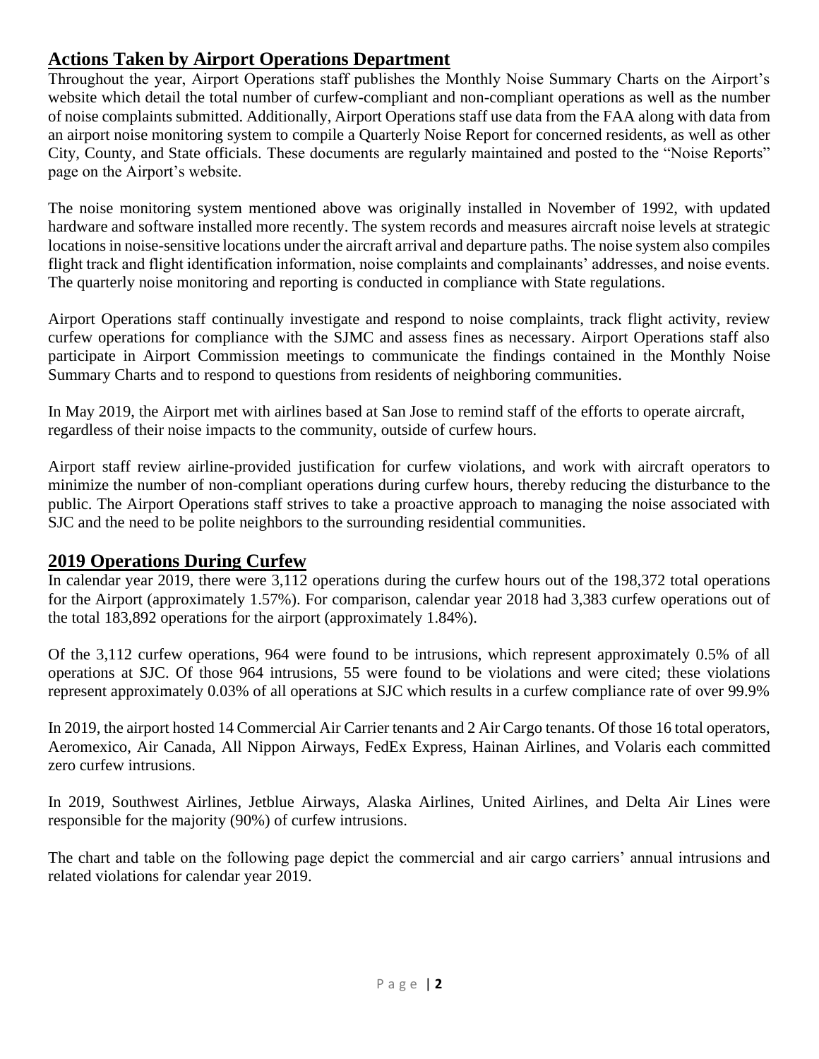## Actions Taken by Airport Operations Department

Throughout the year, Airport Operations staff publishes the Monthly Noise Summary Charts on the Airport's website which detail the total number of curfew-compliant and non-compliant operations as well as the number of noise complaints submitted. Additionally, Airport Operations staff use data from the FAA along with data from an airport noise monitoring system to compile a Quarterly Noise Report for concerned residents, as well as other City, County, and State officials. These documents are regularly maintained and posted to the "Noise Reports" page on the Airport's website.

The noise monitoring system mentioned above was originally installed in November of 1992, with updated hardware and software installed more recently. The system records and measures aircraft noise levels at strategic locations in noise-sensitive locations under the aircraft arrival and departure paths. The noise system also compiles flight track and flight identification information, noise complaints and complainants' addresses, and noise events. The quarterly noise monitoring and reporting is conducted in compliance with State regulations.

Airport Operations staff continually investigate and respond to noise complaints, track flight activity, review curfew operations for compliance with the SJMC and assess fines as necessary. Airport Operations staff also participate in Airport Commission meetings to communicate the findings contained in the Monthly Noise Summary Charts and to respond to questions from residents of neighboring communities.

In May 2019, the Airport met with airlines based at San Jose to remind staff of the efforts to operate aircraft, regardless of their noise impacts to the community, outside of curfew hours.

Airport staff review airline-provided justification for curfew violations, and work with aircraft operators to minimize the number of non-compliant operations during curfew hours, thereby reducing the disturbance to the public. The Airport Operations staff strives to take a proactive approach to managing the noise associated with SJC and the need to be polite neighbors to the surrounding residential communities.

## 2019 Operations During Curfew

In calendar year 2019, there were 3,112 operations during the curfew hours out of the 198,372 total operations for the Airport (approximately 1.57%). For comparison, calendar year 2018 had 3,383 curfew operations out of the total 183,892 operations for the airport (approximately 1.84%).

Of the 3,112 curfew operations, 964 were found to be intrusions, which represent approximately 0.5% of all operations at SJC. Of those 964 intrusions, 55 were found to be violations and were cited; these violations represent approximately 0.03% of all operations at SJC which results in a curfew compliance rate of over 99.9%

In 2019, the airport hosted 14 Commercial Air Carrier tenants and 2 Air Cargo tenants. Of those 16 total operators, Aeromexico, Air Canada, All Nippon Airways, FedEx Express, Hainan Airlines, and Volaris each committed zero curfew intrusions.

In 2019, Southwest Airlines, Jetblue Airways, Alaska Airlines, United Airlines, and Delta Air Lines were responsible for the majority (90%) of curfew intrusions.

The chart and table on the following page depict the commercial and air cargo carriers' annual intrusions and related violations for calendar year 2019.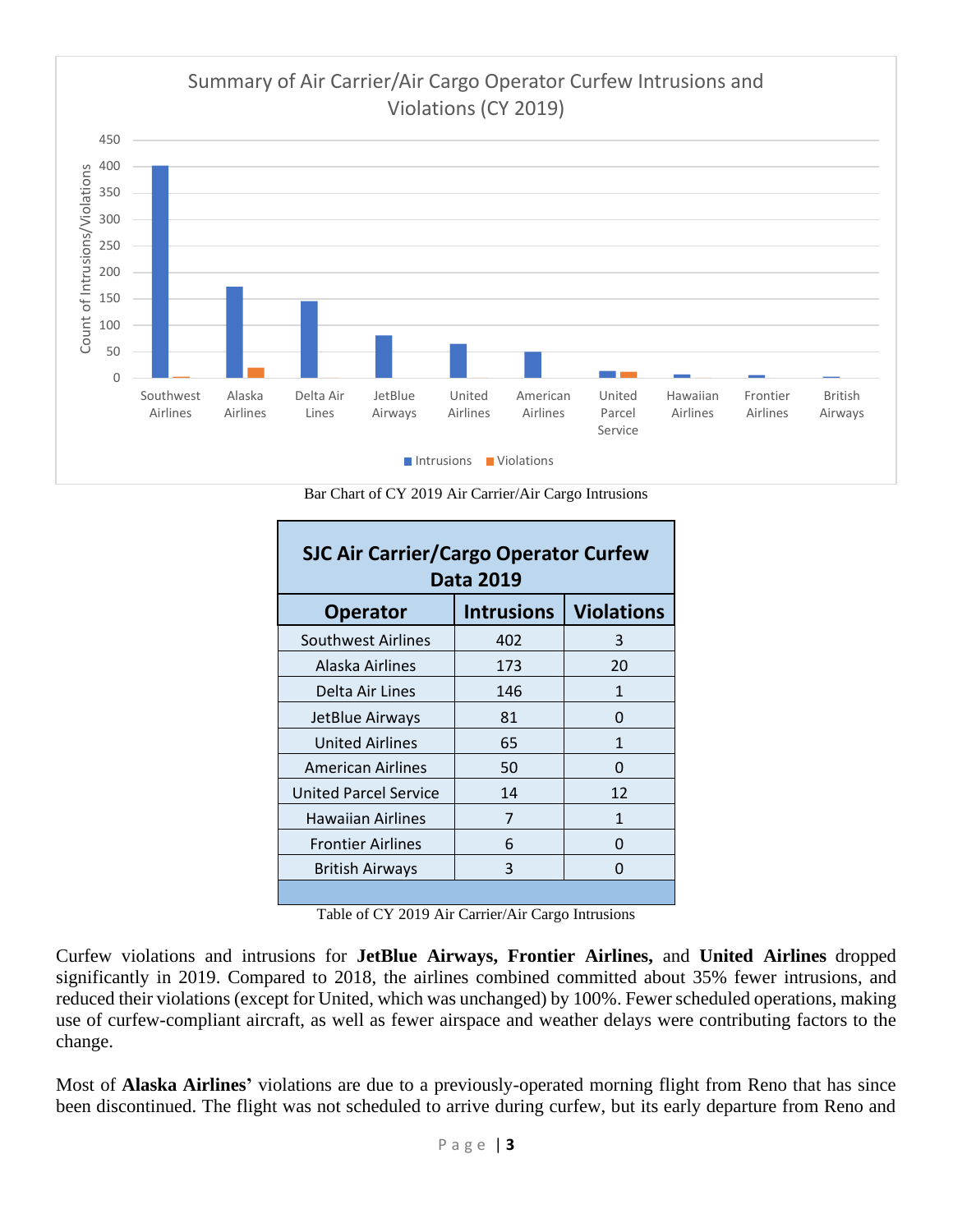Bar Chart of CY 2019 Air Carrier/Air Cargo Intrusions

| SJC Air Carrier/Cargo Operator Curfew Data 2019 | | |
|---|---|---|
| **Operator** | **Intrusions** | **Violations** |
| Southwest Airlines | 402 | 3 |
| Alaska Airlines | 173 | 20 |
| Delta Air Lines | 146 | 1 |
| JetBlue Airways | 81 | 0 |
| United Airlines | 65 | 1 |
| American Airlines | 50 | 0 |
| United Parcel Service | 14 | 12 |
| Hawaiian Airlines | 7 | 1 |
| Frontier Airlines | 6 | 0 |
| British Airways | 3 | 0 |

Table of CY 2019 Air Carrier/Air Cargo Intrusions

Curfew violations and intrusions for **JetBlue Airways, Frontier Airlines,** and **United Airlines** dropped significantly in 2019. Compared to 2018, the airlines combined committed about 35% fewer intrusions, and reduced their violations (except for United, which was unchanged) by 100%. Fewer scheduled operations, making use of curfew-compliant aircraft, as well as fewer airspace and weather delays were contributing factors to the change.

Most of **Alaska Airlines'** violations are due to a previously-operated morning flight from Reno that has since been discontinued. The flight was not scheduled to arrive during curfew, but its early departure from Reno and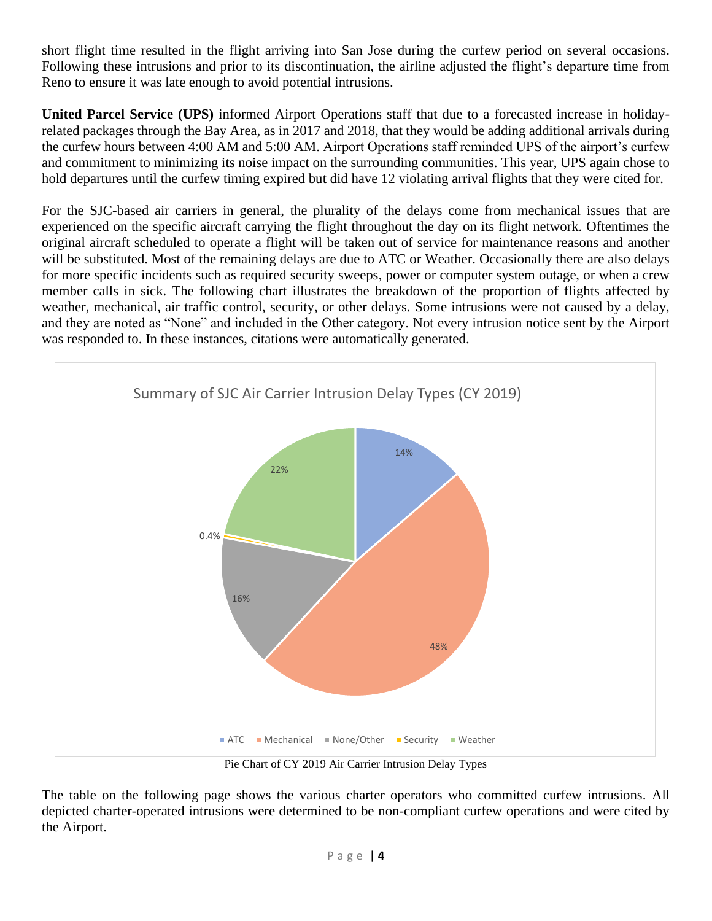short flight time resulted in the flight arriving into San Jose during the curfew period on several occasions. Following these intrusions and prior to its discontinuation, the airline adjusted the flight's departure time from Reno to ensure it was late enough to avoid potential intrusions.

**United Parcel Service (UPS)** informed Airport Operations staff that due to a forecasted increase in holiday-related packages through the Bay Area, as in 2017 and 2018, that they would be adding additional arrivals during the curfew hours between 4:00 AM and 5:00 AM. Airport Operations staff reminded UPS of the airport's curfew and commitment to minimizing its noise impact on the surrounding communities. This year, UPS again chose to hold departures until the curfew timing expired but did have 12 violating arrival flights that they were cited for.

For the SJC-based air carriers in general, the plurality of the delays come from mechanical issues that are experienced on the specific aircraft carrying the flight throughout the day on its flight network. Oftentimes the original aircraft scheduled to operate a flight will be taken out of service for maintenance reasons and another will be substituted. Most of the remaining delays are due to ATC or Weather. Occasionally there are also delays for more specific incidents such as required security sweeps, power or computer system outage, or when a crew member calls in sick. The following chart illustrates the breakdown of the proportion of flights affected by weather, mechanical, air traffic control, security, or other delays. Some intrusions were not caused by a delay, and they are noted as "None" and included in the Other category. Not every intrusion notice sent by the Airport was responded to. In these instances, citations were automatically generated.

**Summary of SJC Air Carrier Intrusion Delay Types (CY 2019)**

| Delay Type | Percentage |
|---|---|
| ATC | 14% |
| Mechanical | 48% |
| None/Other | 16% |
| Security | 0.4% |
| Weather | 22% |

Pie Chart of CY 2019 Air Carrier Intrusion Delay Types

The table on the following page shows the various charter operators who committed curfew intrusions. All depicted charter-operated intrusions were determined to be non-compliant curfew operations and were cited by the Airport.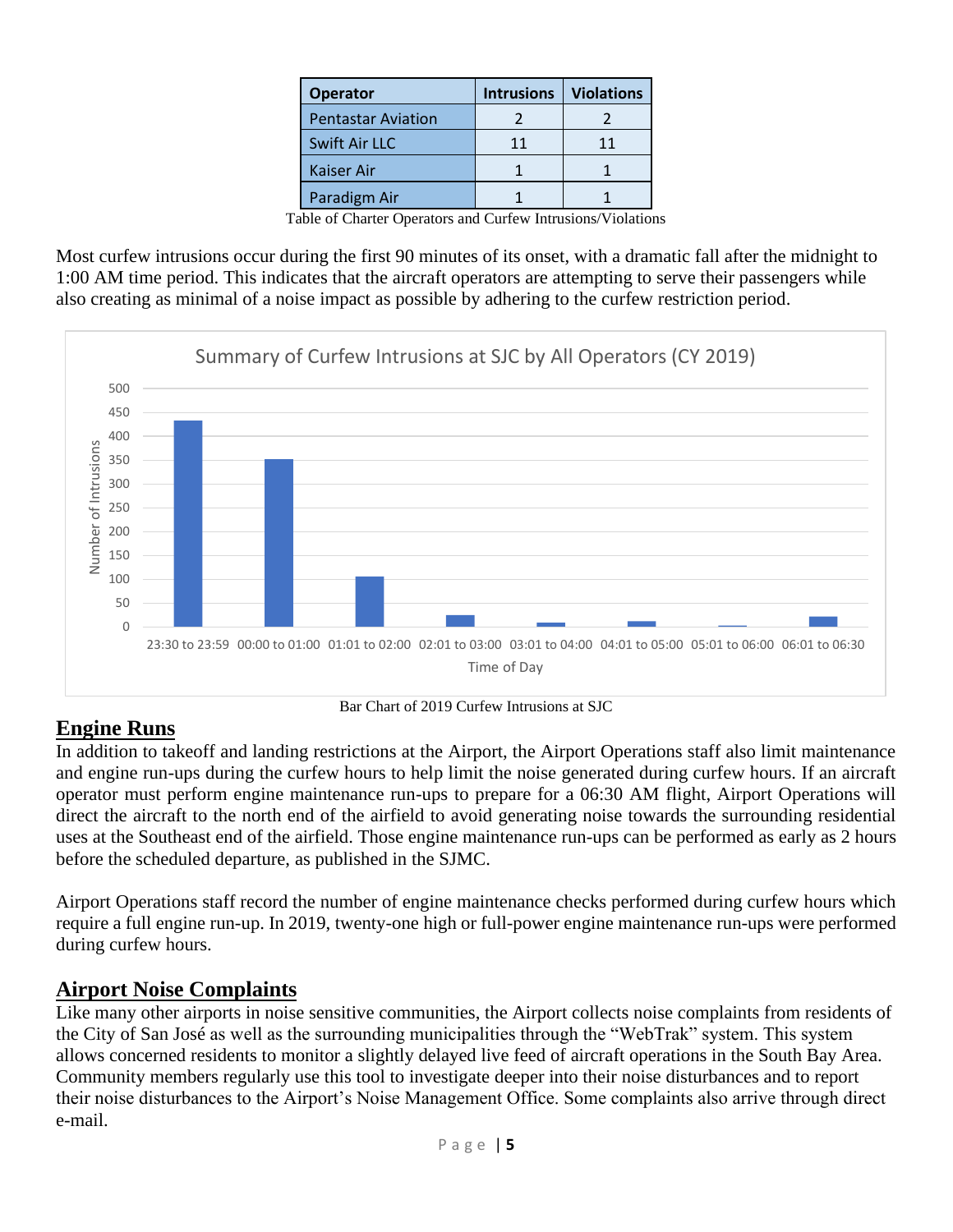| Operator | Intrusions | Violations |
|---|---|---|
| Pentastar Aviation | 2 | 2 |
| Swift Air LLC | 11 | 11 |
| Kaiser Air | 1 | 1 |
| Paradigm Air | 1 | 1 |

Table of Charter Operators and Curfew Intrusions/Violations

Most curfew intrusions occur during the first 90 minutes of its onset, with a dramatic fall after the midnight to 1:00 AM time period. This indicates that the aircraft operators are attempting to serve their passengers while also creating as minimal of a noise impact as possible by adhering to the curfew restriction period.

Bar Chart of 2019 Curfew Intrusions at SJC

## Engine Runs

In addition to takeoff and landing restrictions at the Airport, the Airport Operations staff also limit maintenance and engine run-ups during the curfew hours to help limit the noise generated during curfew hours. If an aircraft operator must perform engine maintenance run-ups to prepare for a 06:30 AM flight, Airport Operations will direct the aircraft to the north end of the airfield to avoid generating noise towards the surrounding residential uses at the Southeast end of the airfield. Those engine maintenance run-ups can be performed as early as 2 hours before the scheduled departure, as published in the SJMC.

Airport Operations staff record the number of engine maintenance checks performed during curfew hours which require a full engine run-up. In 2019, twenty-one high or full-power engine maintenance run-ups were performed during curfew hours.

## Airport Noise Complaints

Like many other airports in noise sensitive communities, the Airport collects noise complaints from residents of the City of San José as well as the surrounding municipalities through the "WebTrak" system. This system allows concerned residents to monitor a slightly delayed live feed of aircraft operations in the South Bay Area. Community members regularly use this tool to investigate deeper into their noise disturbances and to report their noise disturbances to the Airport's Noise Management Office. Some complaints also arrive through direct e-mail.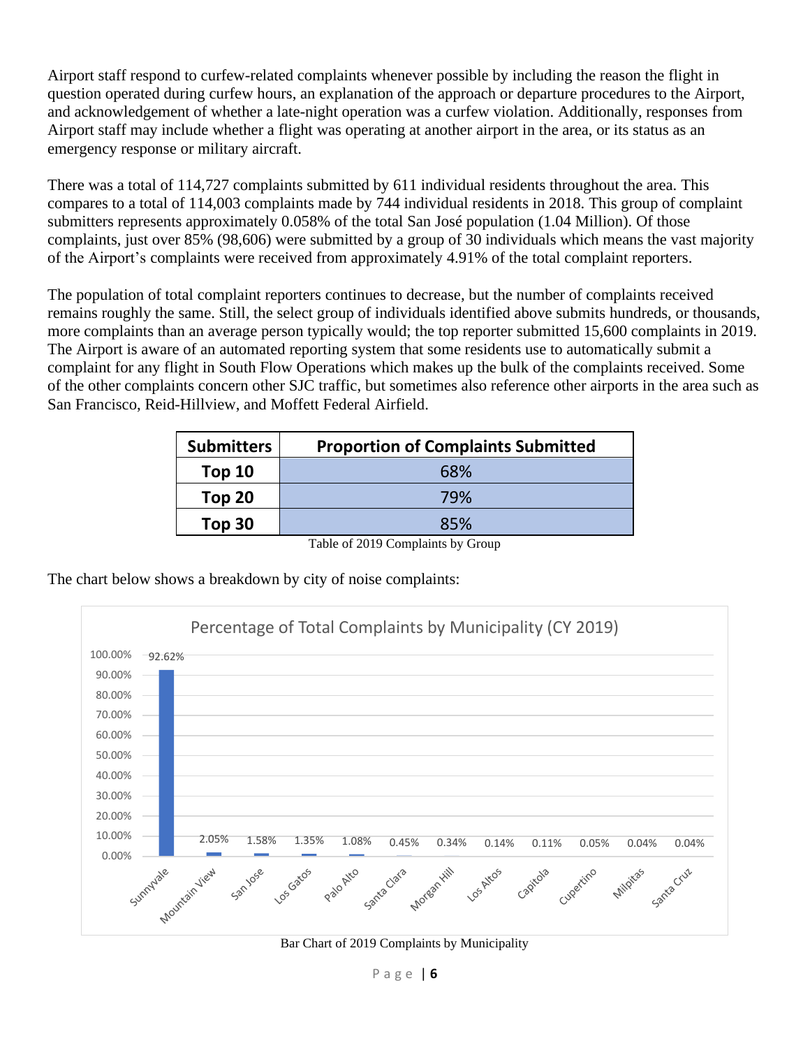Airport staff respond to curfew-related complaints whenever possible by including the reason the flight in question operated during curfew hours, an explanation of the approach or departure procedures to the Airport, and acknowledgement of whether a late-night operation was a curfew violation. Additionally, responses from Airport staff may include whether a flight was operating at another airport in the area, or its status as an emergency response or military aircraft.

There was a total of 114,727 complaints submitted by 611 individual residents throughout the area. This compares to a total of 114,003 complaints made by 744 individual residents in 2018. This group of complaint submitters represents approximately 0.058% of the total San José population (1.04 Million). Of those complaints, just over 85% (98,606) were submitted by a group of 30 individuals which means the vast majority of the Airport's complaints were received from approximately 4.91% of the total complaint reporters.

The population of total complaint reporters continues to decrease, but the number of complaints received remains roughly the same. Still, the select group of individuals identified above submits hundreds, or thousands, more complaints than an average person typically would; the top reporter submitted 15,600 complaints in 2019. The Airport is aware of an automated reporting system that some residents use to automatically submit a complaint for any flight in South Flow Operations which makes up the bulk of the complaints received. Some of the other complaints concern other SJC traffic, but sometimes also reference other airports in the area such as San Francisco, Reid-Hillview, and Moffett Federal Airfield.

| Submitters | Proportion of Complaints Submitted |
|---|---|
| Top 10 | 68% |
| Top 20 | 79% |
| Top 30 | 85% |

Table of 2019 Complaints by Group

The chart below shows a breakdown by city of noise complaints:

**Percentage of Total Complaints by Municipality (CY 2019)**

| Municipality | Percentage |
|---|---|
| Sunnyvale | 92.62% |
| Mountain View | 2.05% |
| San Jose | 1.58% |
| Los Gatos | 1.35% |
| Palo Alto | 1.08% |
| Santa Clara | 0.45% |
| Morgan Hill | 0.34% |
| Los Altos | 0.14% |
| Capitola | 0.11% |
| Cupertino | 0.05% |
| Milpitas | 0.04% |
| Santa Cruz | 0.04% |

Bar Chart of 2019 Complaints by Municipality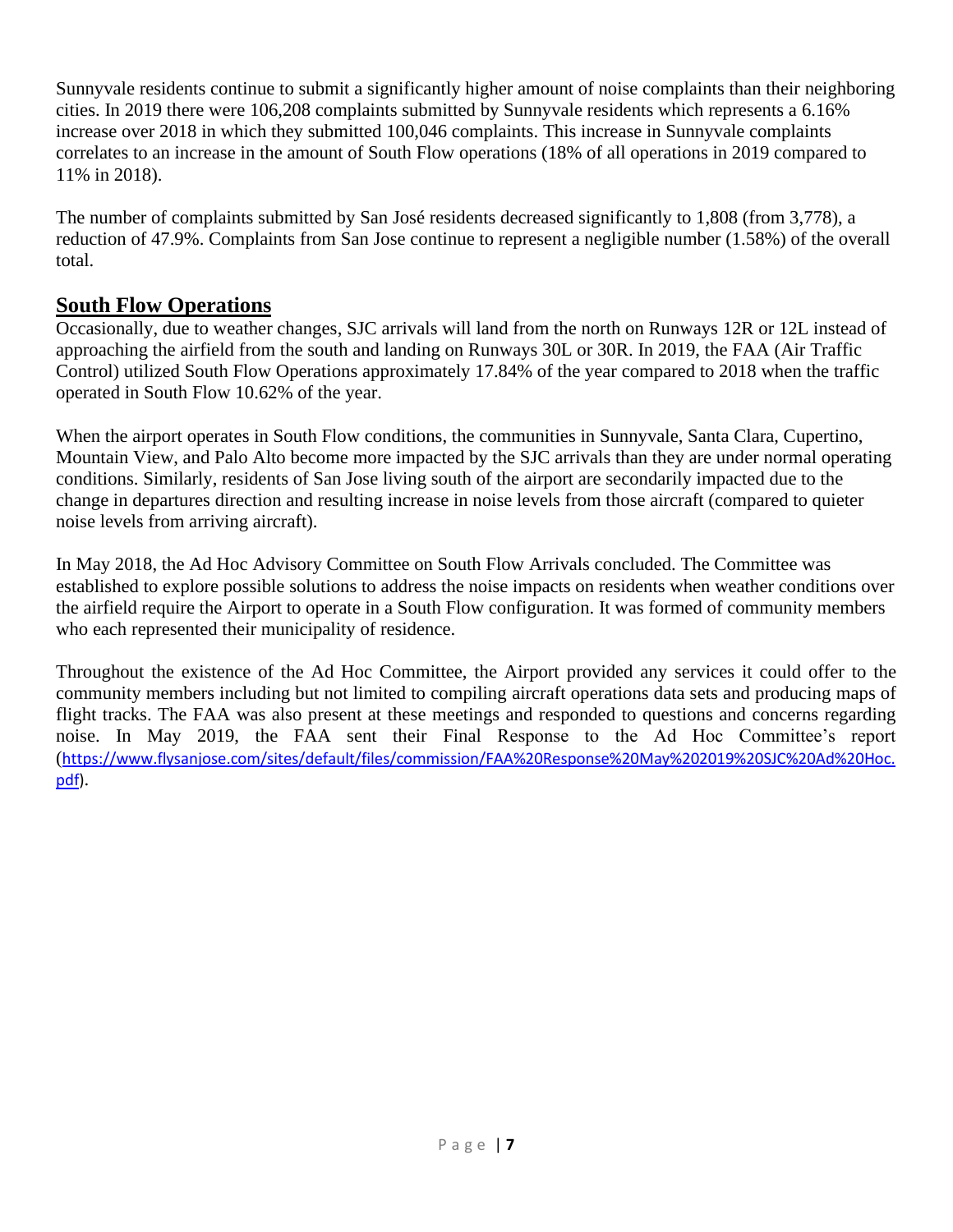Sunnyvale residents continue to submit a significantly higher amount of noise complaints than their neighboring cities. In 2019 there were 106,208 complaints submitted by Sunnyvale residents which represents a 6.16% increase over 2018 in which they submitted 100,046 complaints. This increase in Sunnyvale complaints correlates to an increase in the amount of South Flow operations (18% of all operations in 2019 compared to 11% in 2018).

The number of complaints submitted by San José residents decreased significantly to 1,808 (from 3,778), a reduction of 47.9%. Complaints from San Jose continue to represent a negligible number (1.58%) of the overall total.

## South Flow Operations

Occasionally, due to weather changes, SJC arrivals will land from the north on Runways 12R or 12L instead of approaching the airfield from the south and landing on Runways 30L or 30R. In 2019, the FAA (Air Traffic Control) utilized South Flow Operations approximately 17.84% of the year compared to 2018 when the traffic operated in South Flow 10.62% of the year.

When the airport operates in South Flow conditions, the communities in Sunnyvale, Santa Clara, Cupertino, Mountain View, and Palo Alto become more impacted by the SJC arrivals than they are under normal operating conditions. Similarly, residents of San Jose living south of the airport are secondarily impacted due to the change in departures direction and resulting increase in noise levels from those aircraft (compared to quieter noise levels from arriving aircraft).

In May 2018, the Ad Hoc Advisory Committee on South Flow Arrivals concluded. The Committee was established to explore possible solutions to address the noise impacts on residents when weather conditions over the airfield require the Airport to operate in a South Flow configuration. It was formed of community members who each represented their municipality of residence.

Throughout the existence of the Ad Hoc Committee, the Airport provided any services it could offer to the community members including but not limited to compiling aircraft operations data sets and producing maps of flight tracks. The FAA was also present at these meetings and responded to questions and concerns regarding noise. In May 2019, the FAA sent their Final Response to the Ad Hoc Committee's report (https://www.flysanjose.com/sites/default/files/commission/FAA%20Response%20May%202019%20SJC%20Ad%20Hoc.pdf).